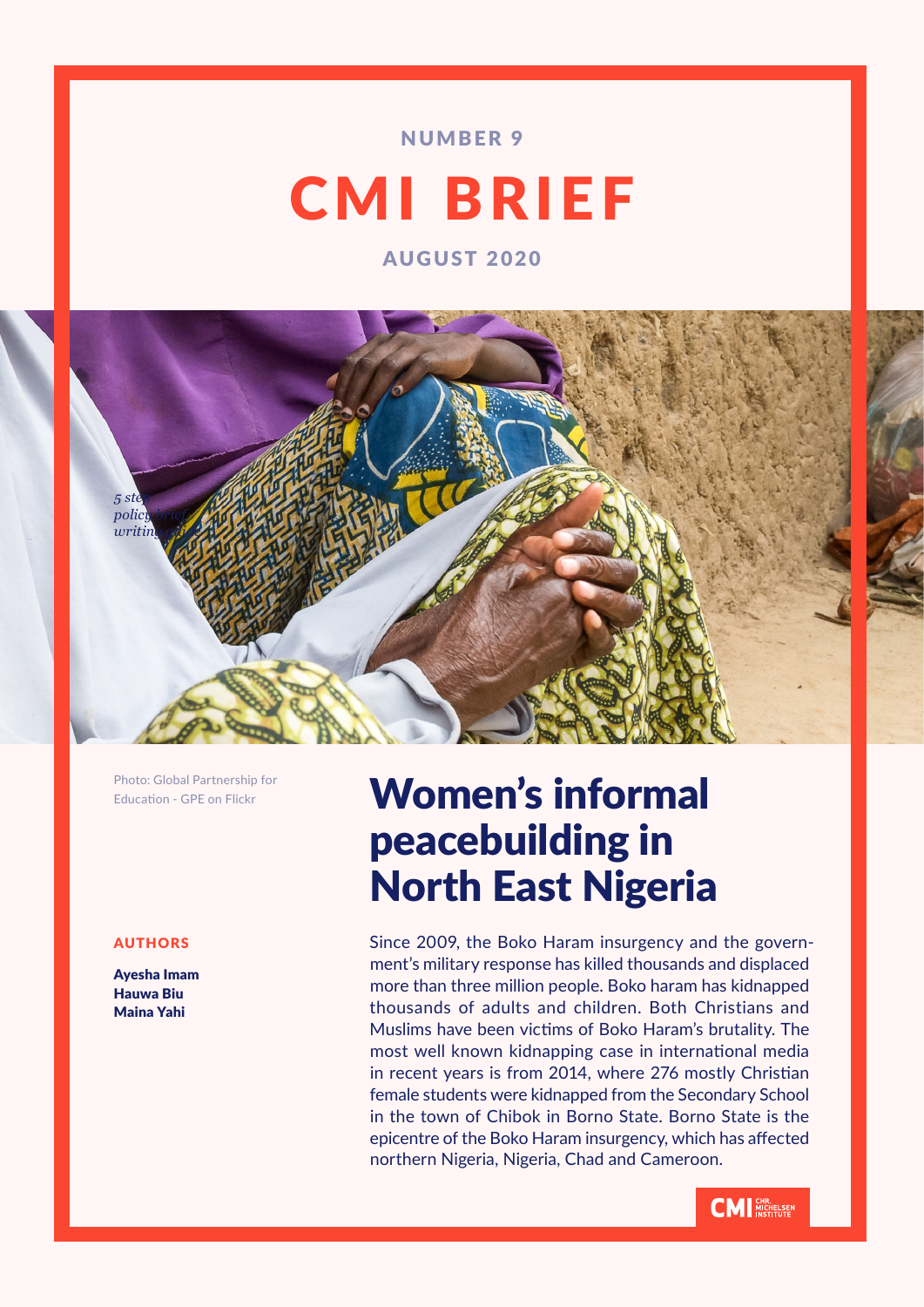NUMBER 9

# CMI BRIEF

AUGUST 2020

Photo: Global Partnership for Education - GPE on Flickr

# Women's informal peacebuilding in North East Nigeria

**AUTHORS**

**Ayesha Imam**
**Hauwa Biu**
**Maina Yahi**

Since 2009, the Boko Haram insurgency and the government's military response has killed thousands and displaced more than three million people. Boko haram has kidnapped thousands of adults and children. Both Christians and Muslims have been victims of Boko Haram's brutality. The most well known kidnapping case in international media in recent years is from 2014, where 276 mostly Christian female students were kidnapped from the Secondary School in the town of Chibok in Borno State. Borno State is the epicentre of the Boko Haram insurgency, which has affected northern Nigeria, Nigeria, Chad and Cameroon.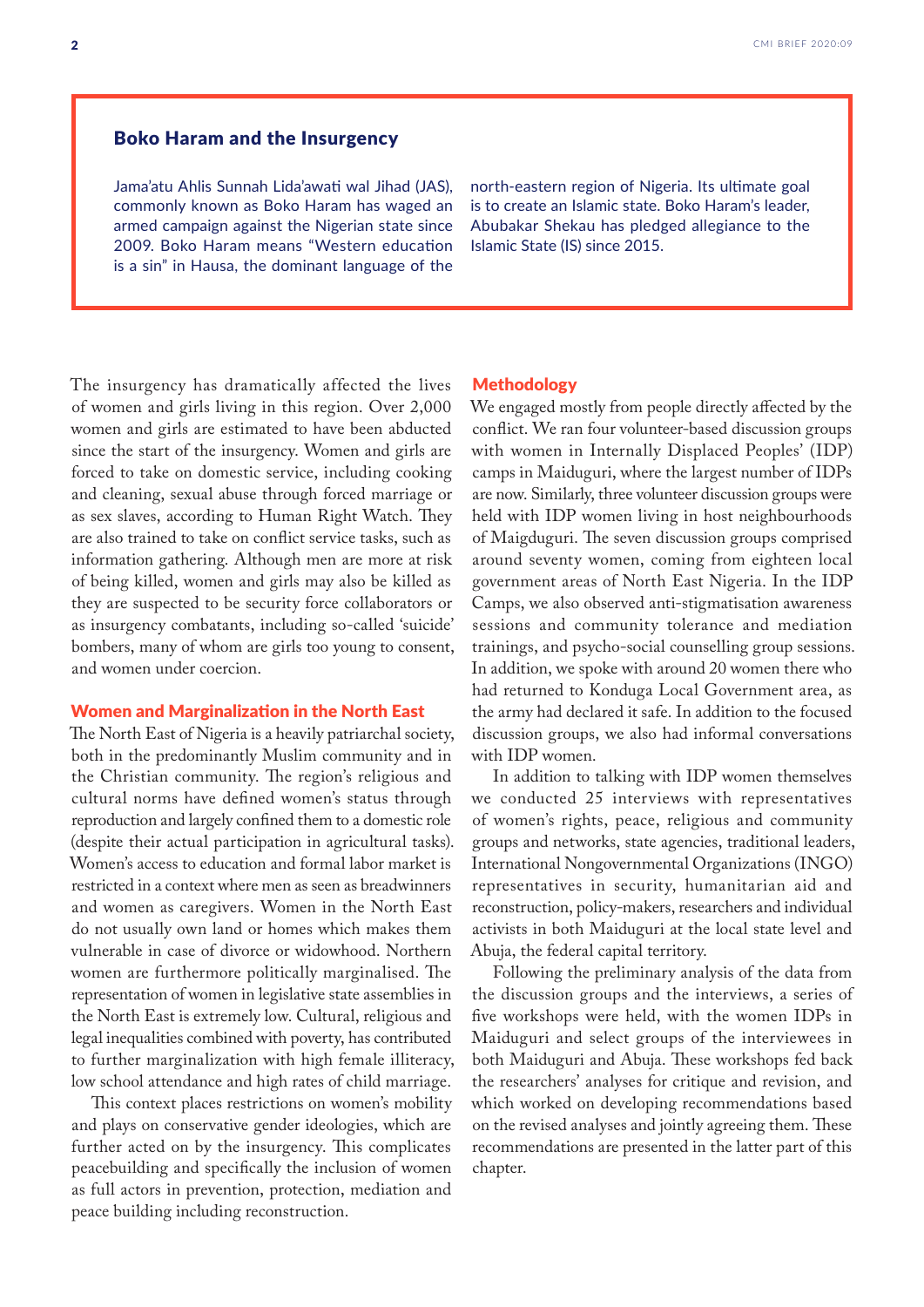## Boko Haram and the Insurgency

Jama'atu Ahlis Sunnah Lida'awati wal Jihad (JAS), commonly known as Boko Haram has waged an armed campaign against the Nigerian state since 2009. Boko Haram means "Western education is a sin" in Hausa, the dominant language of the north-eastern region of Nigeria. Its ultimate goal is to create an Islamic state. Boko Haram's leader, Abubakar Shekau has pledged allegiance to the Islamic State (IS) since 2015.

The insurgency has dramatically affected the lives of women and girls living in this region. Over 2,000 women and girls are estimated to have been abducted since the start of the insurgency. Women and girls are forced to take on domestic service, including cooking and cleaning, sexual abuse through forced marriage or as sex slaves, according to Human Right Watch. They are also trained to take on conflict service tasks, such as information gathering. Although men are more at risk of being killed, women and girls may also be killed as they are suspected to be security force collaborators or as insurgency combatants, including so-called 'suicide' bombers, many of whom are girls too young to consent, and women under coercion.

### Women and Marginalization in the North East

The North East of Nigeria is a heavily patriarchal society, both in the predominantly Muslim community and in the Christian community. The region's religious and cultural norms have defined women's status through reproduction and largely confined them to a domestic role (despite their actual participation in agricultural tasks). Women's access to education and formal labor market is restricted in a context where men as seen as breadwinners and women as caregivers. Women in the North East do not usually own land or homes which makes them vulnerable in case of divorce or widowhood. Northern women are furthermore politically marginalised. The representation of women in legislative state assemblies in the North East is extremely low. Cultural, religious and legal inequalities combined with poverty, has contributed to further marginalization with high female illiteracy, low school attendance and high rates of child marriage.

This context places restrictions on women's mobility and plays on conservative gender ideologies, which are further acted on by the insurgency. This complicates peacebuilding and specifically the inclusion of women as full actors in prevention, protection, mediation and peace building including reconstruction.

### Methodology

We engaged mostly from people directly affected by the conflict. We ran four volunteer-based discussion groups with women in Internally Displaced Peoples' (IDP) camps in Maiduguri, where the largest number of IDPs are now. Similarly, three volunteer discussion groups were held with IDP women living in host neighbourhoods of Maigduguri. The seven discussion groups comprised around seventy women, coming from eighteen local government areas of North East Nigeria. In the IDP Camps, we also observed anti-stigmatisation awareness sessions and community tolerance and mediation trainings, and psycho-social counselling group sessions. In addition, we spoke with around 20 women there who had returned to Konduga Local Government area, as the army had declared it safe. In addition to the focused discussion groups, we also had informal conversations with IDP women.

In addition to talking with IDP women themselves we conducted 25 interviews with representatives of women's rights, peace, religious and community groups and networks, state agencies, traditional leaders, International Nongovernmental Organizations (INGO) representatives in security, humanitarian aid and reconstruction, policy-makers, researchers and individual activists in both Maiduguri at the local state level and Abuja, the federal capital territory.

Following the preliminary analysis of the data from the discussion groups and the interviews, a series of five workshops were held, with the women IDPs in Maiduguri and select groups of the interviewees in both Maiduguri and Abuja. These workshops fed back the researchers' analyses for critique and revision, and which worked on developing recommendations based on the revised analyses and jointly agreeing them. These recommendations are presented in the latter part of this chapter.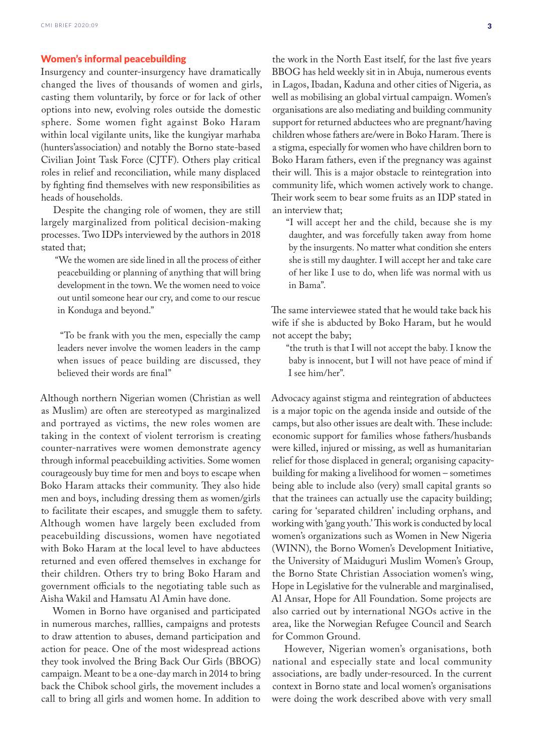## Women's informal peacebuilding

Insurgency and counter-insurgency have dramatically changed the lives of thousands of women and girls, casting them voluntarily, by force or for lack of other options into new, evolving roles outside the domestic sphere. Some women fight against Boko Haram within local vigilante units, like the kungiyar marhaba (hunters'association) and notably the Borno state-based Civilian Joint Task Force (CJTF). Others play critical roles in relief and reconciliation, while many displaced by fighting find themselves with new responsibilities as heads of households.

Despite the changing role of women, they are still largely marginalized from political decision-making processes. Two IDPs interviewed by the authors in 2018 stated that;

> "We the women are side lined in all the process of either peacebuilding or planning of anything that will bring development in the town. We the women need to voice out until someone hear our cry, and come to our rescue in Konduga and beyond."

> "To be frank with you the men, especially the camp leaders never involve the women leaders in the camp when issues of peace building are discussed, they believed their words are final"

Although northern Nigerian women (Christian as well as Muslim) are often are stereotyped as marginalized and portrayed as victims, the new roles women are taking in the context of violent terrorism is creating counter-narratives were women demonstrate agency through informal peacebuilding activities. Some women courageously buy time for men and boys to escape when Boko Haram attacks their community. They also hide men and boys, including dressing them as women/girls to facilitate their escapes, and smuggle them to safety. Although women have largely been excluded from peacebuilding discussions, women have negotiated with Boko Haram at the local level to have abductees returned and even offered themselves in exchange for their children. Others try to bring Boko Haram and government officials to the negotiating table such as Aisha Wakil and Hamsatu Al Amin have done.

Women in Borno have organised and participated in numerous marches, ralllies, campaigns and protests to draw attention to abuses, demand participation and action for peace. One of the most widespread actions they took involved the Bring Back Our Girls (BBOG) campaign. Meant to be a one-day march in 2014 to bring back the Chibok school girls, the movement includes a call to bring all girls and women home. In addition to the work in the North East itself, for the last five years BBOG has held weekly sit in in Abuja, numerous events in Lagos, Ibadan, Kaduna and other cities of Nigeria, as well as mobilising an global virtual campaign. Women's organisations are also mediating and building community support for returned abductees who are pregnant/having children whose fathers are/were in Boko Haram. There is a stigma, especially for women who have children born to Boko Haram fathers, even if the pregnancy was against their will. This is a major obstacle to reintegration into community life, which women actively work to change. Their work seem to bear some fruits as an IDP stated in an interview that;

> "I will accept her and the child, because she is my daughter, and was forcefully taken away from home by the insurgents. No matter what condition she enters she is still my daughter. I will accept her and take care of her like I use to do, when life was normal with us in Bama".

The same interviewee stated that he would take back his wife if she is abducted by Boko Haram, but he would not accept the baby;

> "the truth is that I will not accept the baby. I know the baby is innocent, but I will not have peace of mind if I see him/her".

Advocacy against stigma and reintegration of abductees is a major topic on the agenda inside and outside of the camps, but also other issues are dealt with. These include: economic support for families whose fathers/husbands were killed, injured or missing, as well as humanitarian relief for those displaced in general; organising capacity-building for making a livelihood for women – sometimes being able to include also (very) small capital grants so that the trainees can actually use the capacity building; caring for 'separated children' including orphans, and working with 'gang youth.' This work is conducted by local women's organizations such as Women in New Nigeria (WINN), the Borno Women's Development Initiative, the University of Maiduguri Muslim Women's Group, the Borno State Christian Association women's wing, Hope in Legislative for the vulnerable and marginalised, Al Ansar, Hope for All Foundation. Some projects are also carried out by international NGOs active in the area, like the Norwegian Refugee Council and Search for Common Ground.

However, Nigerian women's organisations, both national and especially state and local community associations, are badly under-resourced. In the current context in Borno state and local women's organisations were doing the work described above with very small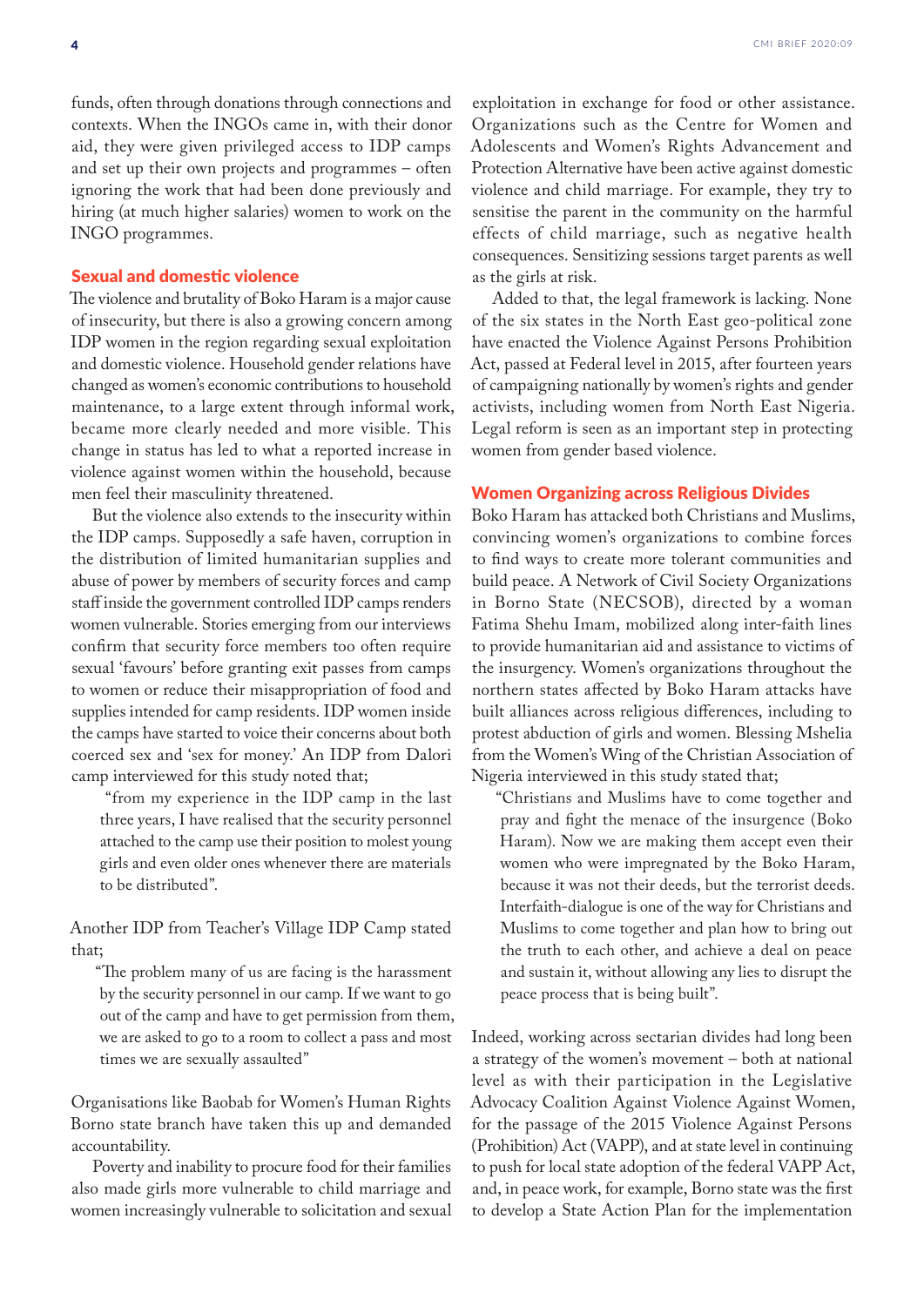funds, often through donations through connections and contexts. When the INGOs came in, with their donor aid, they were given privileged access to IDP camps and set up their own projects and programmes – often ignoring the work that had been done previously and hiring (at much higher salaries) women to work on the INGO programmes.

## Sexual and domestic violence

The violence and brutality of Boko Haram is a major cause of insecurity, but there is also a growing concern among IDP women in the region regarding sexual exploitation and domestic violence. Household gender relations have changed as women's economic contributions to household maintenance, to a large extent through informal work, became more clearly needed and more visible. This change in status has led to what a reported increase in violence against women within the household, because men feel their masculinity threatened.

But the violence also extends to the insecurity within the IDP camps. Supposedly a safe haven, corruption in the distribution of limited humanitarian supplies and abuse of power by members of security forces and camp staff inside the government controlled IDP camps renders women vulnerable. Stories emerging from our interviews confirm that security force members too often require sexual 'favours' before granting exit passes from camps to women or reduce their misappropriation of food and supplies intended for camp residents. IDP women inside the camps have started to voice their concerns about both coerced sex and 'sex for money.' An IDP from Dalori camp interviewed for this study noted that;

> "from my experience in the IDP camp in the last three years, I have realised that the security personnel attached to the camp use their position to molest young girls and even older ones whenever there are materials to be distributed".

Another IDP from Teacher's Village IDP Camp stated that;

> "The problem many of us are facing is the harassment by the security personnel in our camp. If we want to go out of the camp and have to get permission from them, we are asked to go to a room to collect a pass and most times we are sexually assaulted"

Organisations like Baobab for Women's Human Rights Borno state branch have taken this up and demanded accountability.

Poverty and inability to procure food for their families also made girls more vulnerable to child marriage and women increasingly vulnerable to solicitation and sexual exploitation in exchange for food or other assistance. Organizations such as the Centre for Women and Adolescents and Women's Rights Advancement and Protection Alternative have been active against domestic violence and child marriage. For example, they try to sensitise the parent in the community on the harmful effects of child marriage, such as negative health consequences. Sensitizing sessions target parents as well as the girls at risk.

Added to that, the legal framework is lacking. None of the six states in the North East geo-political zone have enacted the Violence Against Persons Prohibition Act, passed at Federal level in 2015, after fourteen years of campaigning nationally by women's rights and gender activists, including women from North East Nigeria. Legal reform is seen as an important step in protecting women from gender based violence.

## Women Organizing across Religious Divides

Boko Haram has attacked both Christians and Muslims, convincing women's organizations to combine forces to find ways to create more tolerant communities and build peace. A Network of Civil Society Organizations in Borno State (NECSOB), directed by a woman Fatima Shehu Imam, mobilized along inter-faith lines to provide humanitarian aid and assistance to victims of the insurgency. Women's organizations throughout the northern states affected by Boko Haram attacks have built alliances across religious differences, including to protest abduction of girls and women. Blessing Mshelia from the Women's Wing of the Christian Association of Nigeria interviewed in this study stated that;

> "Christians and Muslims have to come together and pray and fight the menace of the insurgence (Boko Haram). Now we are making them accept even their women who were impregnated by the Boko Haram, because it was not their deeds, but the terrorist deeds. Interfaith-dialogue is one of the way for Christians and Muslims to come together and plan how to bring out the truth to each other, and achieve a deal on peace and sustain it, without allowing any lies to disrupt the peace process that is being built".

Indeed, working across sectarian divides had long been a strategy of the women's movement – both at national level as with their participation in the Legislative Advocacy Coalition Against Violence Against Women, for the passage of the 2015 Violence Against Persons (Prohibition) Act (VAPP), and at state level in continuing to push for local state adoption of the federal VAPP Act, and, in peace work, for example, Borno state was the first to develop a State Action Plan for the implementation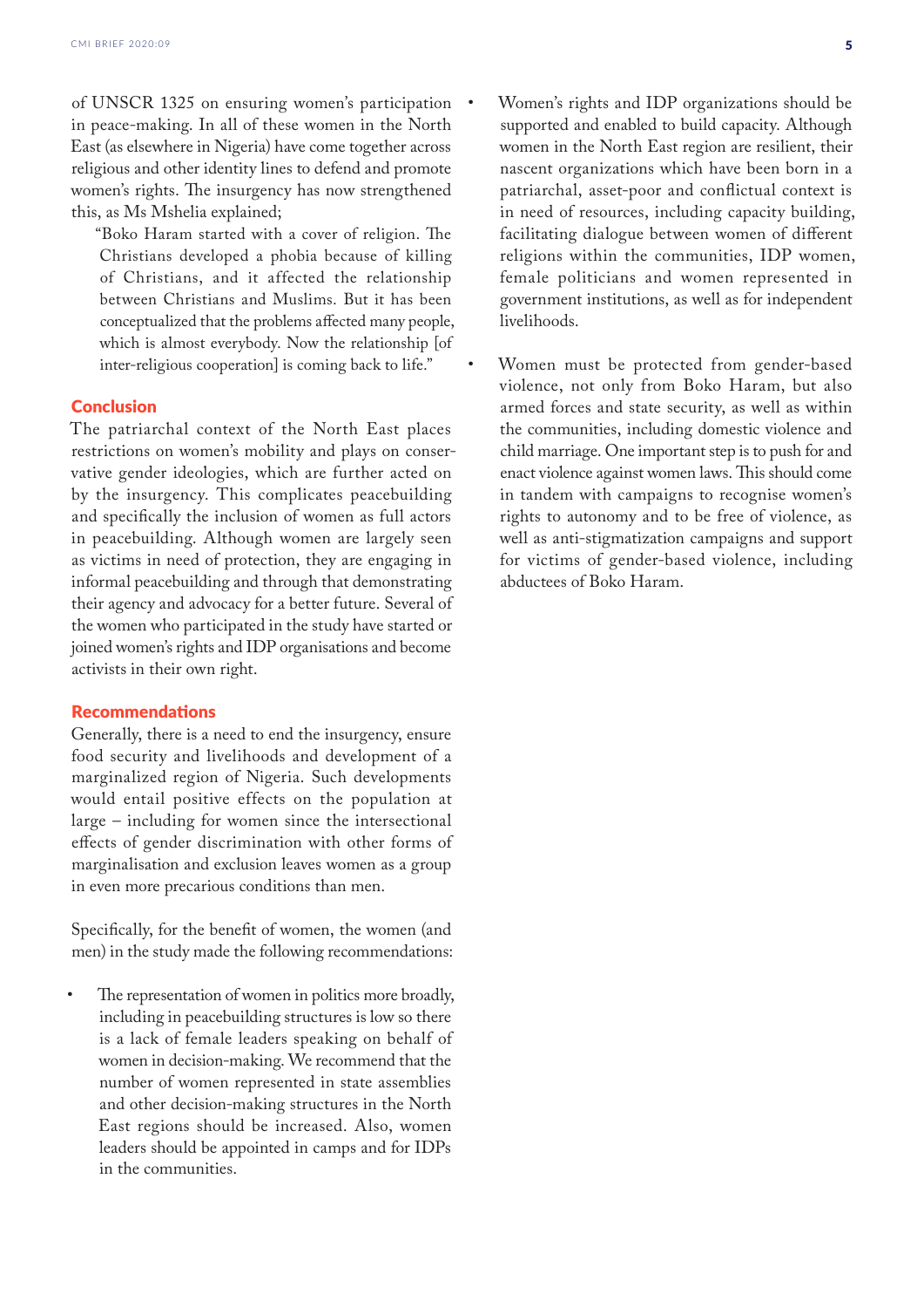of UNSCR 1325 on ensuring women's participation in peace-making. In all of these women in the North East (as elsewhere in Nigeria) have come together across religious and other identity lines to defend and promote women's rights. The insurgency has now strengthened this, as Ms Mshelia explained;

> "Boko Haram started with a cover of religion. The Christians developed a phobia because of killing of Christians, and it affected the relationship between Christians and Muslims. But it has been conceptualized that the problems affected many people, which is almost everybody. Now the relationship [of inter-religious cooperation] is coming back to life."

## Conclusion

The patriarchal context of the North East places restrictions on women's mobility and plays on conservative gender ideologies, which are further acted on by the insurgency. This complicates peacebuilding and specifically the inclusion of women as full actors in peacebuilding. Although women are largely seen as victims in need of protection, they are engaging in informal peacebuilding and through that demonstrating their agency and advocacy for a better future. Several of the women who participated in the study have started or joined women's rights and IDP organisations and become activists in their own right.

## Recommendations

Generally, there is a need to end the insurgency, ensure food security and livelihoods and development of a marginalized region of Nigeria. Such developments would entail positive effects on the population at large – including for women since the intersectional effects of gender discrimination with other forms of marginalisation and exclusion leaves women as a group in even more precarious conditions than men.

Specifically, for the benefit of women, the women (and men) in the study made the following recommendations:

- The representation of women in politics more broadly, including in peacebuilding structures is low so there is a lack of female leaders speaking on behalf of women in decision-making. We recommend that the number of women represented in state assemblies and other decision-making structures in the North East regions should be increased. Also, women leaders should be appointed in camps and for IDPs in the communities.
- Women's rights and IDP organizations should be supported and enabled to build capacity. Although women in the North East region are resilient, their nascent organizations which have been born in a patriarchal, asset-poor and conflictual context is in need of resources, including capacity building, facilitating dialogue between women of different religions within the communities, IDP women, female politicians and women represented in government institutions, as well as for independent livelihoods.
- Women must be protected from gender-based violence, not only from Boko Haram, but also armed forces and state security, as well as within the communities, including domestic violence and child marriage. One important step is to push for and enact violence against women laws. This should come in tandem with campaigns to recognise women's rights to autonomy and to be free of violence, as well as anti-stigmatization campaigns and support for victims of gender-based violence, including abductees of Boko Haram.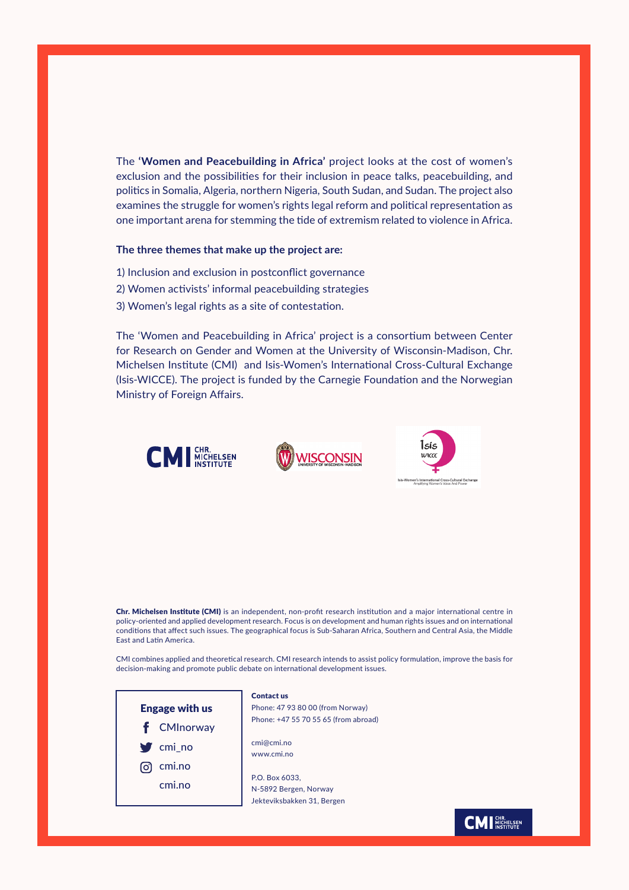The **'Women and Peacebuilding in Africa'** project looks at the cost of women's exclusion and the possibilities for their inclusion in peace talks, peacebuilding, and politics in Somalia, Algeria, northern Nigeria, South Sudan, and Sudan. The project also examines the struggle for women's rights legal reform and political representation as one important arena for stemming the tide of extremism related to violence in Africa.

**The three themes that make up the project are:**

1) Inclusion and exclusion in postconflict governance
2) Women activists' informal peacebuilding strategies
3) Women's legal rights as a site of contestation.

The 'Women and Peacebuilding in Africa' project is a consortium between Center for Research on Gender and Women at the University of Wisconsin-Madison, Chr. Michelsen Institute (CMI) and Isis-Women's International Cross-Cultural Exchange (Isis-WICCE). The project is funded by the Carnegie Foundation and the Norwegian Ministry of Foreign Affairs.

**Chr. Michelsen Institute (CMI)** is an independent, non-profit research institution and a major international centre in policy-oriented and applied development research. Focus is on development and human rights issues and on international conditions that affect such issues. The geographical focus is Sub-Saharan Africa, Southern and Central Asia, the Middle East and Latin America.

CMI combines applied and theoretical research. CMI research intends to assist policy formulation, improve the basis for decision-making and promote public debate on international development issues.

**Engage with us**

- CMInorway
- cmi_no
- cmi.no
- cmi.no

**Contact us**

Phone: 47 93 80 00 (from Norway)
Phone: +47 55 70 55 65 (from abroad)

cmi@cmi.no
www.cmi.no

P.O. Box 6033,
N-5892 Bergen, Norway
Jekteviksbakken 31, Bergen